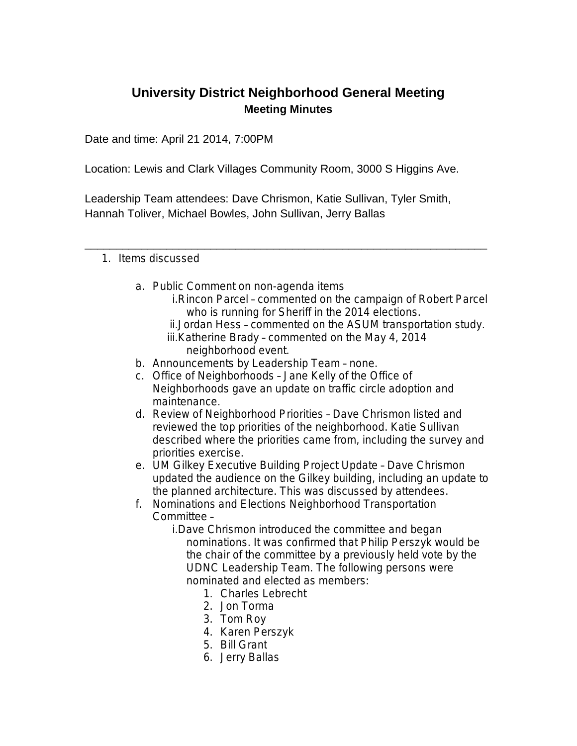# University District Neighborhood General Meeting

## Meeting Minutes

Date and time: April 21 2014, 7:00PM

Location: Lewis and Clark Villages Community Room, 3000 S Higgins Ave.

Leadership Team attendees: Dave Chrismon, Katie Sullivan, Tyler Smith, Hannah Toliver, Michael Bowles, John Sullivan, Jerry Ballas

---

1. Items discussed

   a. Public Comment on non-agenda items
      i. Rincon Parcel – commented on the campaign of Robert Parcel who is running for Sheriff in the 2014 elections.
      ii. Jordan Hess – commented on the ASUM transportation study.
      iii. Katherine Brady – commented on the May 4, 2014 neighborhood event.

   b. Announcements by Leadership Team – none.

   c. Office of Neighborhoods – Jane Kelly of the Office of Neighborhoods gave an update on traffic circle adoption and maintenance.

   d. Review of Neighborhood Priorities – Dave Chrismon listed and reviewed the top priorities of the neighborhood. Katie Sullivan described where the priorities came from, including the survey and priorities exercise.

   e. UM Gilkey Executive Building Project Update – Dave Chrismon updated the audience on the Gilkey building, including an update to the planned architecture. This was discussed by attendees.

   f. Nominations and Elections Neighborhood Transportation Committee –
      i. Dave Chrismon introduced the committee and began nominations. It was confirmed that Philip Perszyk would be the chair of the committee by a previously held vote by the UDNC Leadership Team. The following persons were nominated and elected as members:
         1. Charles Lebrecht
         2. Jon Torma
         3. Tom Roy
         4. Karen Perszyk
         5. Bill Grant
         6. Jerry Ballas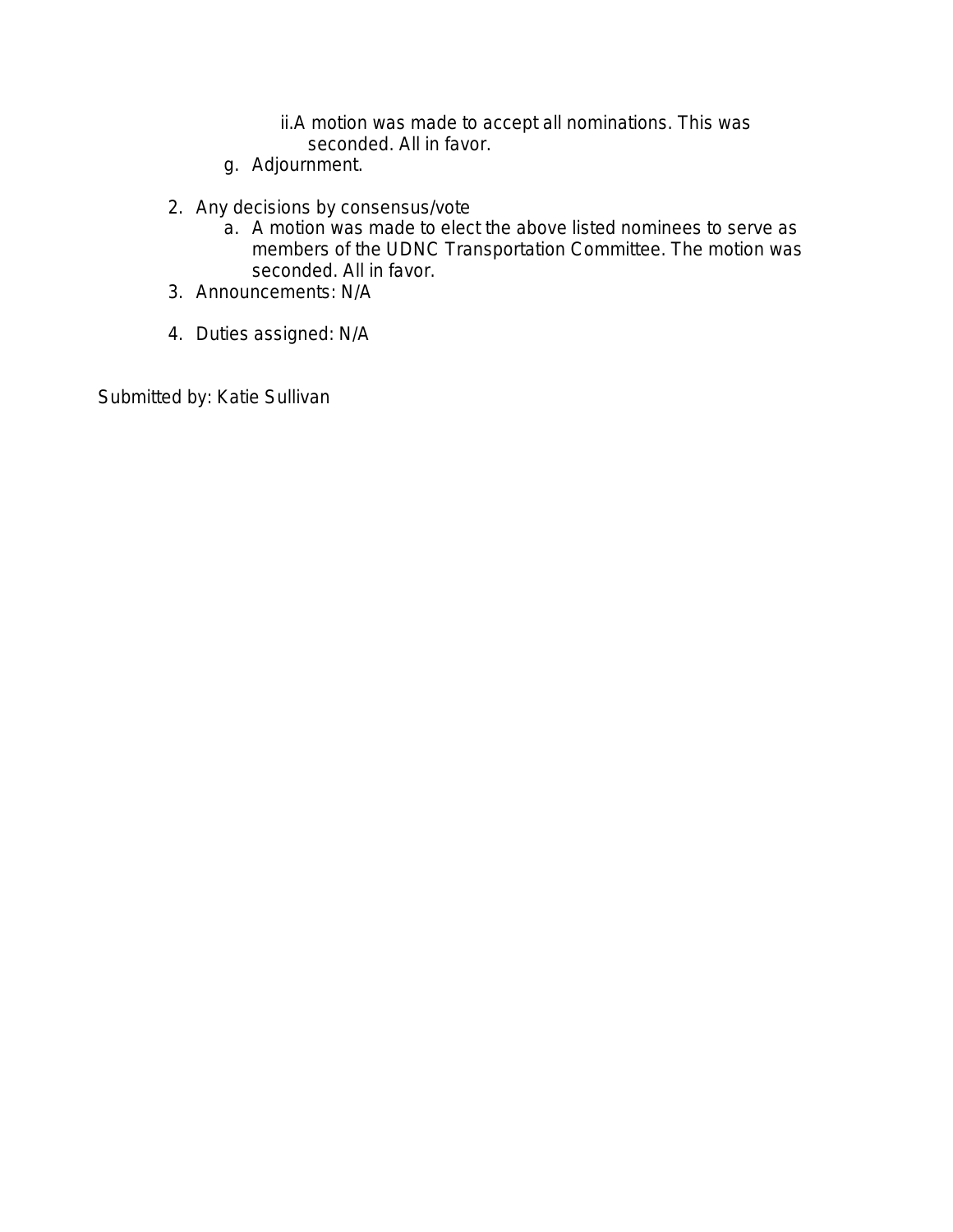ii. A motion was made to accept all nominations. This was seconded. All in favor.

    g. Adjournment.

2. Any decisions by consensus/vote
    a. A motion was made to elect the above listed nominees to serve as members of the UDNC Transportation Committee. The motion was seconded. All in favor.
3. Announcements: N/A
4. Duties assigned: N/A

Submitted by: Katie Sullivan